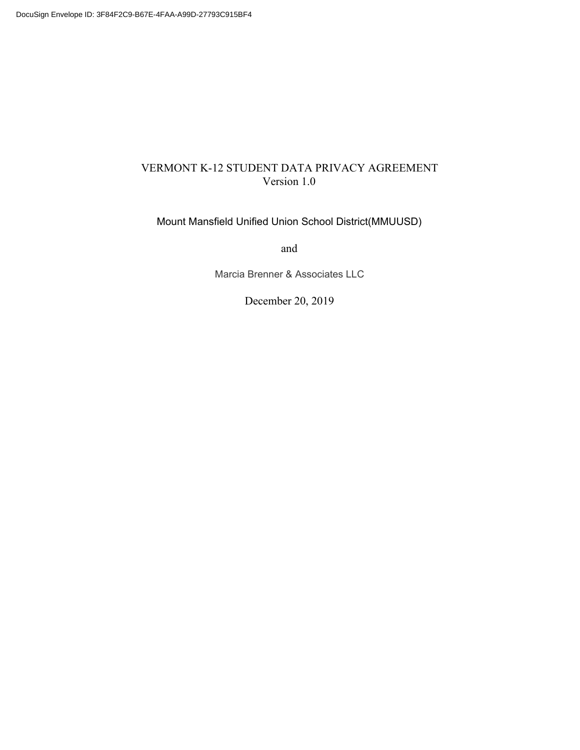# VERMONT K-12 STUDENT DATA PRIVACY AGREEMENT
Version 1.0

Mount Mansfield Unified Union School District(MMUUSD)

and

Marcia Brenner & Associates LLC

December 20, 2019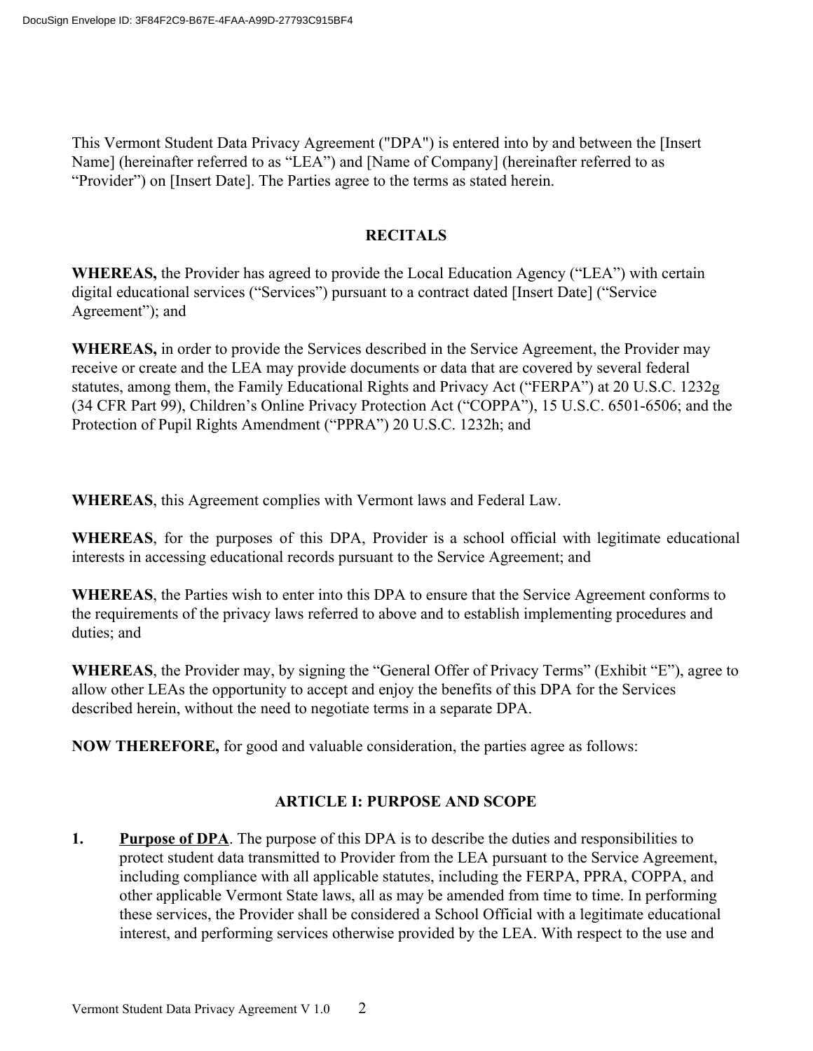This Vermont Student Data Privacy Agreement ("DPA") is entered into by and between the [Insert Name] (hereinafter referred to as "LEA") and [Name of Company] (hereinafter referred to as "Provider") on [Insert Date]. The Parties agree to the terms as stated herein.

## RECITALS

**WHEREAS,** the Provider has agreed to provide the Local Education Agency ("LEA") with certain digital educational services ("Services") pursuant to a contract dated [Insert Date] ("Service Agreement"); and

**WHEREAS,** in order to provide the Services described in the Service Agreement, the Provider may receive or create and the LEA may provide documents or data that are covered by several federal statutes, among them, the Family Educational Rights and Privacy Act ("FERPA") at 20 U.S.C. 1232g (34 CFR Part 99), Children's Online Privacy Protection Act ("COPPA"), 15 U.S.C. 6501-6506; and the Protection of Pupil Rights Amendment ("PPRA") 20 U.S.C. 1232h; and

**WHEREAS**, this Agreement complies with Vermont laws and Federal Law.

**WHEREAS**, for the purposes of this DPA, Provider is a school official with legitimate educational interests in accessing educational records pursuant to the Service Agreement; and

**WHEREAS**, the Parties wish to enter into this DPA to ensure that the Service Agreement conforms to the requirements of the privacy laws referred to above and to establish implementing procedures and duties; and

**WHEREAS**, the Provider may, by signing the "General Offer of Privacy Terms" (Exhibit "E"), agree to allow other LEAs the opportunity to accept and enjoy the benefits of this DPA for the Services described herein, without the need to negotiate terms in a separate DPA.

**NOW THEREFORE,** for good and valuable consideration, the parties agree as follows:

## ARTICLE I: PURPOSE AND SCOPE

**1.** **Purpose of DPA**. The purpose of this DPA is to describe the duties and responsibilities to protect student data transmitted to Provider from the LEA pursuant to the Service Agreement, including compliance with all applicable statutes, including the FERPA, PPRA, COPPA, and other applicable Vermont State laws, all as may be amended from time to time. In performing these services, the Provider shall be considered a School Official with a legitimate educational interest, and performing services otherwise provided by the LEA. With respect to the use and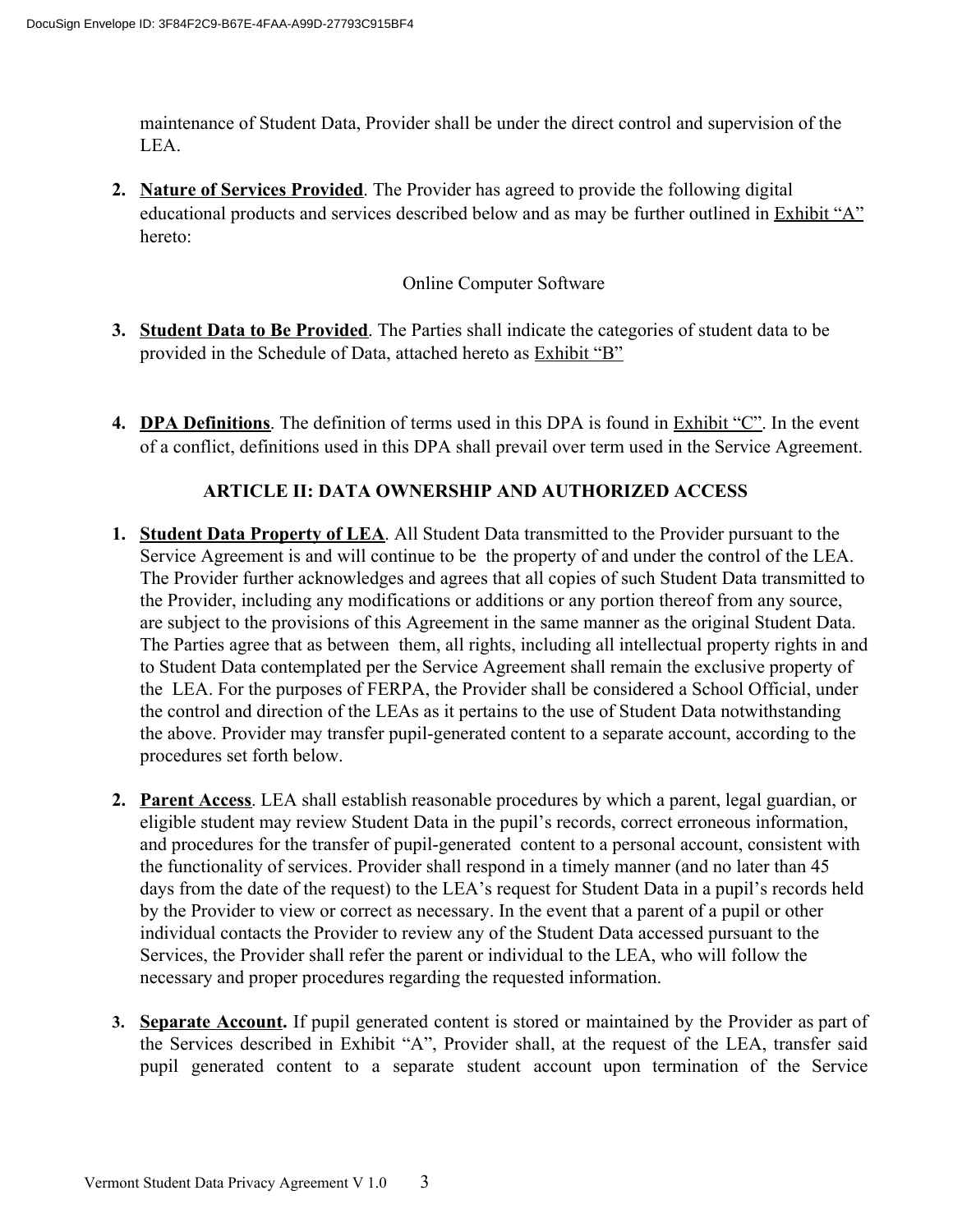maintenance of Student Data, Provider shall be under the direct control and supervision of the LEA.

2. **Nature of Services Provided**. The Provider has agreed to provide the following digital educational products and services described below and as may be further outlined in Exhibit "A" hereto:

   Online Computer Software

3. **Student Data to Be Provided**. The Parties shall indicate the categories of student data to be provided in the Schedule of Data, attached hereto as Exhibit "B"

4. **DPA Definitions**. The definition of terms used in this DPA is found in Exhibit "C". In the event of a conflict, definitions used in this DPA shall prevail over term used in the Service Agreement.

## ARTICLE II: DATA OWNERSHIP AND AUTHORIZED ACCESS

1. **Student Data Property of LEA**. All Student Data transmitted to the Provider pursuant to the Service Agreement is and will continue to be the property of and under the control of the LEA. The Provider further acknowledges and agrees that all copies of such Student Data transmitted to the Provider, including any modifications or additions or any portion thereof from any source, are subject to the provisions of this Agreement in the same manner as the original Student Data. The Parties agree that as between them, all rights, including all intellectual property rights in and to Student Data contemplated per the Service Agreement shall remain the exclusive property of the LEA. For the purposes of FERPA, the Provider shall be considered a School Official, under the control and direction of the LEAs as it pertains to the use of Student Data notwithstanding the above. Provider may transfer pupil-generated content to a separate account, according to the procedures set forth below.

2. **Parent Access**. LEA shall establish reasonable procedures by which a parent, legal guardian, or eligible student may review Student Data in the pupil's records, correct erroneous information, and procedures for the transfer of pupil-generated content to a personal account, consistent with the functionality of services. Provider shall respond in a timely manner (and no later than 45 days from the date of the request) to the LEA's request for Student Data in a pupil's records held by the Provider to view or correct as necessary. In the event that a parent of a pupil or other individual contacts the Provider to review any of the Student Data accessed pursuant to the Services, the Provider shall refer the parent or individual to the LEA, who will follow the necessary and proper procedures regarding the requested information.

3. **Separate Account.** If pupil generated content is stored or maintained by the Provider as part of the Services described in Exhibit "A", Provider shall, at the request of the LEA, transfer said pupil generated content to a separate student account upon termination of the Service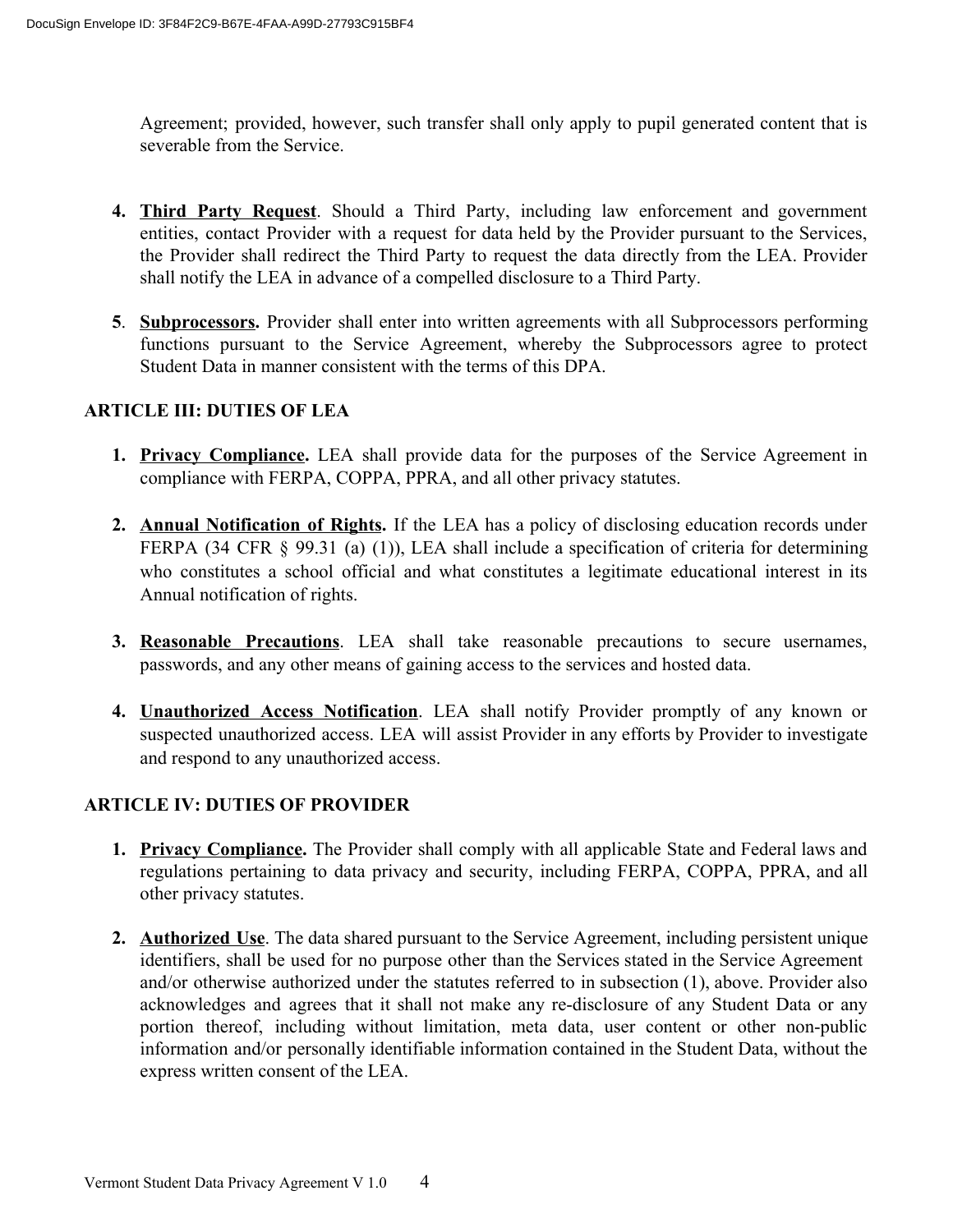Agreement; provided, however, such transfer shall only apply to pupil generated content that is severable from the Service.

4. **Third Party Request**. Should a Third Party, including law enforcement and government entities, contact Provider with a request for data held by the Provider pursuant to the Services, the Provider shall redirect the Third Party to request the data directly from the LEA. Provider shall notify the LEA in advance of a compelled disclosure to a Third Party.

5. **Subprocessors.** Provider shall enter into written agreements with all Subprocessors performing functions pursuant to the Service Agreement, whereby the Subprocessors agree to protect Student Data in manner consistent with the terms of this DPA.

## ARTICLE III: DUTIES OF LEA

1. **Privacy Compliance.** LEA shall provide data for the purposes of the Service Agreement in compliance with FERPA, COPPA, PPRA, and all other privacy statutes.

2. **Annual Notification of Rights.** If the LEA has a policy of disclosing education records under FERPA (34 CFR § 99.31 (a) (1)), LEA shall include a specification of criteria for determining who constitutes a school official and what constitutes a legitimate educational interest in its Annual notification of rights.

3. **Reasonable Precautions**. LEA shall take reasonable precautions to secure usernames, passwords, and any other means of gaining access to the services and hosted data.

4. **Unauthorized Access Notification**. LEA shall notify Provider promptly of any known or suspected unauthorized access. LEA will assist Provider in any efforts by Provider to investigate and respond to any unauthorized access.

## ARTICLE IV: DUTIES OF PROVIDER

1. **Privacy Compliance.** The Provider shall comply with all applicable State and Federal laws and regulations pertaining to data privacy and security, including FERPA, COPPA, PPRA, and all other privacy statutes.

2. **Authorized Use**. The data shared pursuant to the Service Agreement, including persistent unique identifiers, shall be used for no purpose other than the Services stated in the Service Agreement and/or otherwise authorized under the statutes referred to in subsection (1), above. Provider also acknowledges and agrees that it shall not make any re-disclosure of any Student Data or any portion thereof, including without limitation, meta data, user content or other non-public information and/or personally identifiable information contained in the Student Data, without the express written consent of the LEA.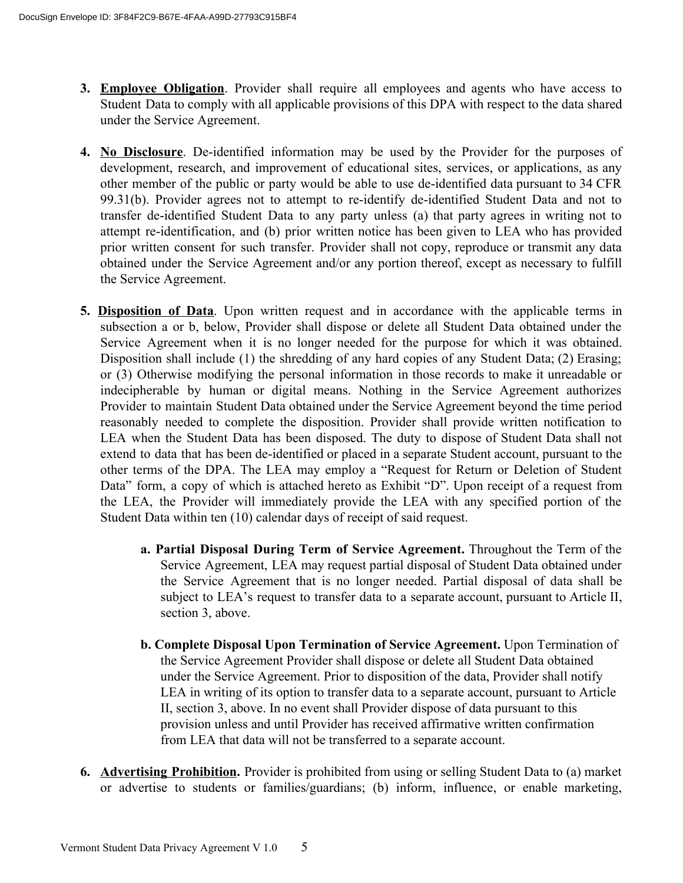3. **<u>Employee Obligation</u>**. Provider shall require all employees and agents who have access to Student Data to comply with all applicable provisions of this DPA with respect to the data shared under the Service Agreement.

4. **<u>No Disclosure</u>**. De-identified information may be used by the Provider for the purposes of development, research, and improvement of educational sites, services, or applications, as any other member of the public or party would be able to use de-identified data pursuant to 34 CFR 99.31(b). Provider agrees not to attempt to re-identify de-identified Student Data and not to transfer de-identified Student Data to any party unless (a) that party agrees in writing not to attempt re-identification, and (b) prior written notice has been given to LEA who has provided prior written consent for such transfer. Provider shall not copy, reproduce or transmit any data obtained under the Service Agreement and/or any portion thereof, except as necessary to fulfill the Service Agreement.

5. **<u>Disposition of Data</u>**. Upon written request and in accordance with the applicable terms in subsection a or b, below, Provider shall dispose or delete all Student Data obtained under the Service Agreement when it is no longer needed for the purpose for which it was obtained. Disposition shall include (1) the shredding of any hard copies of any Student Data; (2) Erasing; or (3) Otherwise modifying the personal information in those records to make it unreadable or indecipherable by human or digital means. Nothing in the Service Agreement authorizes Provider to maintain Student Data obtained under the Service Agreement beyond the time period reasonably needed to complete the disposition. Provider shall provide written notification to LEA when the Student Data has been disposed. The duty to dispose of Student Data shall not extend to data that has been de-identified or placed in a separate Student account, pursuant to the other terms of the DPA. The LEA may employ a "Request for Return or Deletion of Student Data" form, a copy of which is attached hereto as Exhibit "D". Upon receipt of a request from the LEA, the Provider will immediately provide the LEA with any specified portion of the Student Data within ten (10) calendar days of receipt of said request.

   a. **Partial Disposal During Term of Service Agreement.** Throughout the Term of the Service Agreement, LEA may request partial disposal of Student Data obtained under the Service Agreement that is no longer needed. Partial disposal of data shall be subject to LEA's request to transfer data to a separate account, pursuant to Article II, section 3, above.

   b. **Complete Disposal Upon Termination of Service Agreement.** Upon Termination of the Service Agreement Provider shall dispose or delete all Student Data obtained under the Service Agreement. Prior to disposition of the data, Provider shall notify LEA in writing of its option to transfer data to a separate account, pursuant to Article II, section 3, above. In no event shall Provider dispose of data pursuant to this provision unless and until Provider has received affirmative written confirmation from LEA that data will not be transferred to a separate account.

6. **<u>Advertising Prohibition</u>.** Provider is prohibited from using or selling Student Data to (a) market or advertise to students or families/guardians; (b) inform, influence, or enable marketing,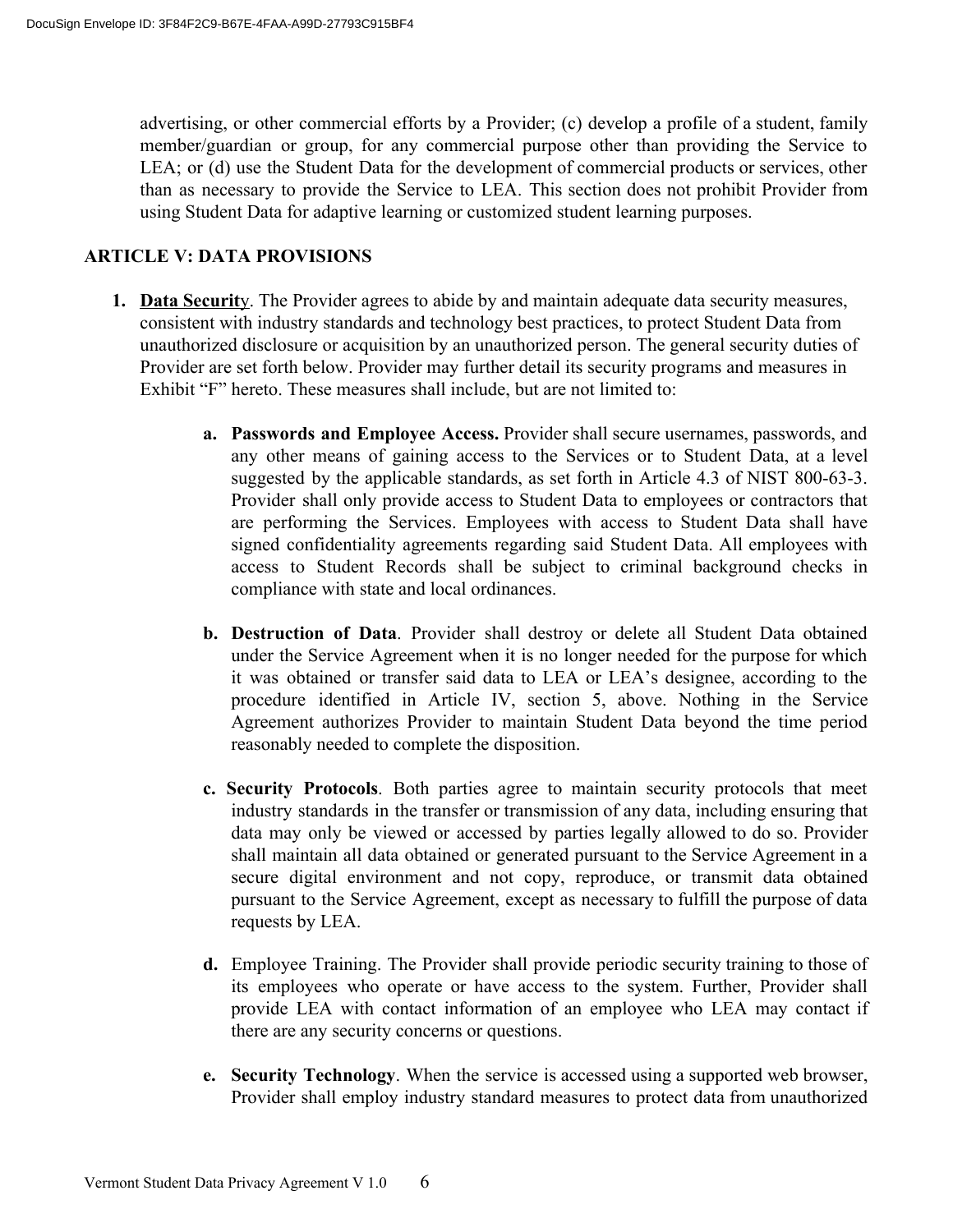advertising, or other commercial efforts by a Provider; (c) develop a profile of a student, family member/guardian or group, for any commercial purpose other than providing the Service to LEA; or (d) use the Student Data for the development of commercial products or services, other than as necessary to provide the Service to LEA. This section does not prohibit Provider from using Student Data for adaptive learning or customized student learning purposes.

## ARTICLE V: DATA PROVISIONS

1. **<u>Data Security</u>**. The Provider agrees to abide by and maintain adequate data security measures, consistent with industry standards and technology best practices, to protect Student Data from unauthorized disclosure or acquisition by an unauthorized person. The general security duties of Provider are set forth below. Provider may further detail its security programs and measures in Exhibit "F" hereto. These measures shall include, but are not limited to:

    a. **Passwords and Employee Access.** Provider shall secure usernames, passwords, and any other means of gaining access to the Services or to Student Data, at a level suggested by the applicable standards, as set forth in Article 4.3 of NIST 800-63-3. Provider shall only provide access to Student Data to employees or contractors that are performing the Services. Employees with access to Student Data shall have signed confidentiality agreements regarding said Student Data. All employees with access to Student Records shall be subject to criminal background checks in compliance with state and local ordinances.

    b. **Destruction of Data**. Provider shall destroy or delete all Student Data obtained under the Service Agreement when it is no longer needed for the purpose for which it was obtained or transfer said data to LEA or LEA's designee, according to the procedure identified in Article IV, section 5, above. Nothing in the Service Agreement authorizes Provider to maintain Student Data beyond the time period reasonably needed to complete the disposition.

    c. **Security Protocols**. Both parties agree to maintain security protocols that meet industry standards in the transfer or transmission of any data, including ensuring that data may only be viewed or accessed by parties legally allowed to do so. Provider shall maintain all data obtained or generated pursuant to the Service Agreement in a secure digital environment and not copy, reproduce, or transmit data obtained pursuant to the Service Agreement, except as necessary to fulfill the purpose of data requests by LEA.

    d. Employee Training. The Provider shall provide periodic security training to those of its employees who operate or have access to the system. Further, Provider shall provide LEA with contact information of an employee who LEA may contact if there are any security concerns or questions.

    e. **Security Technology**. When the service is accessed using a supported web browser, Provider shall employ industry standard measures to protect data from unauthorized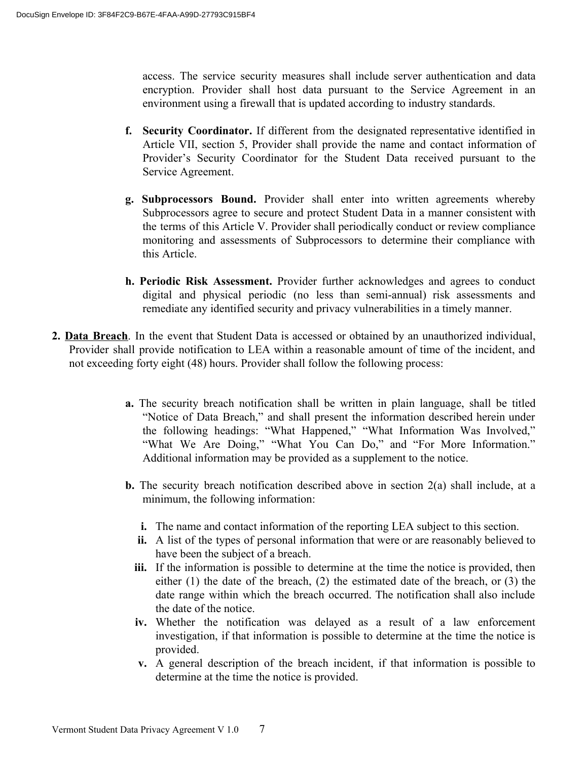access. The service security measures shall include server authentication and data encryption. Provider shall host data pursuant to the Service Agreement in an environment using a firewall that is updated according to industry standards.

f. **Security Coordinator.** If different from the designated representative identified in Article VII, section 5, Provider shall provide the name and contact information of Provider's Security Coordinator for the Student Data received pursuant to the Service Agreement.

g. **Subprocessors Bound.** Provider shall enter into written agreements whereby Subprocessors agree to secure and protect Student Data in a manner consistent with the terms of this Article V. Provider shall periodically conduct or review compliance monitoring and assessments of Subprocessors to determine their compliance with this Article.

h. **Periodic Risk Assessment.** Provider further acknowledges and agrees to conduct digital and physical periodic (no less than semi-annual) risk assessments and remediate any identified security and privacy vulnerabilities in a timely manner.

2. **Data Breach**. In the event that Student Data is accessed or obtained by an unauthorized individual, Provider shall provide notification to LEA within a reasonable amount of time of the incident, and not exceeding forty eight (48) hours. Provider shall follow the following process:

a. The security breach notification shall be written in plain language, shall be titled "Notice of Data Breach," and shall present the information described herein under the following headings: "What Happened," "What Information Was Involved," "What We Are Doing," "What You Can Do," and "For More Information." Additional information may be provided as a supplement to the notice.

b. The security breach notification described above in section 2(a) shall include, at a minimum, the following information:

i. The name and contact information of the reporting LEA subject to this section.

ii. A list of the types of personal information that were or are reasonably believed to have been the subject of a breach.

iii. If the information is possible to determine at the time the notice is provided, then either (1) the date of the breach, (2) the estimated date of the breach, or (3) the date range within which the breach occurred. The notification shall also include the date of the notice.

iv. Whether the notification was delayed as a result of a law enforcement investigation, if that information is possible to determine at the time the notice is provided.

v. A general description of the breach incident, if that information is possible to determine at the time the notice is provided.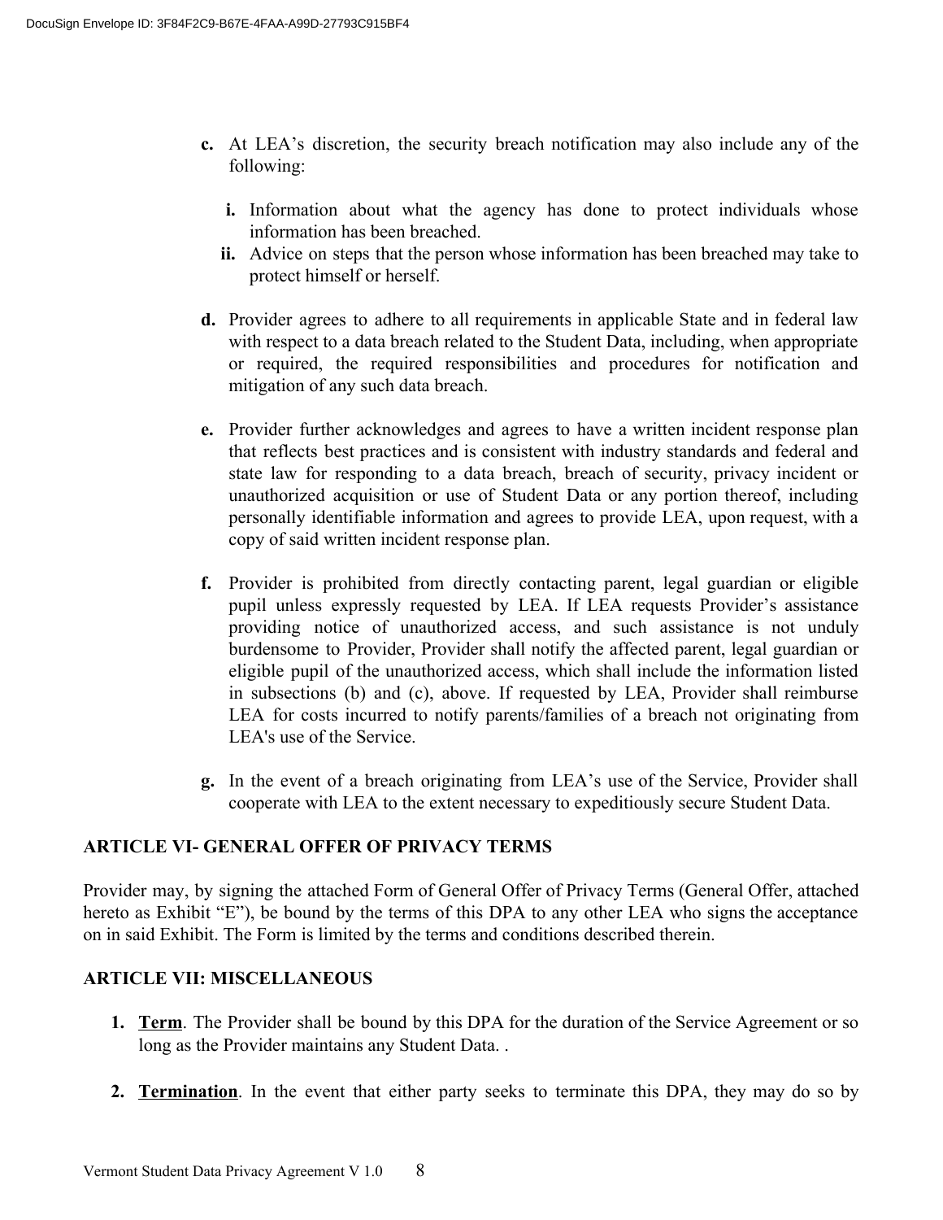c. At LEA's discretion, the security breach notification may also include any of the following:

   i. Information about what the agency has done to protect individuals whose information has been breached.
   
   ii. Advice on steps that the person whose information has been breached may take to protect himself or herself.

d. Provider agrees to adhere to all requirements in applicable State and in federal law with respect to a data breach related to the Student Data, including, when appropriate or required, the required responsibilities and procedures for notification and mitigation of any such data breach.

e. Provider further acknowledges and agrees to have a written incident response plan that reflects best practices and is consistent with industry standards and federal and state law for responding to a data breach, breach of security, privacy incident or unauthorized acquisition or use of Student Data or any portion thereof, including personally identifiable information and agrees to provide LEA, upon request, with a copy of said written incident response plan.

f. Provider is prohibited from directly contacting parent, legal guardian or eligible pupil unless expressly requested by LEA. If LEA requests Provider's assistance providing notice of unauthorized access, and such assistance is not unduly burdensome to Provider, Provider shall notify the affected parent, legal guardian or eligible pupil of the unauthorized access, which shall include the information listed in subsections (b) and (c), above. If requested by LEA, Provider shall reimburse LEA for costs incurred to notify parents/families of a breach not originating from LEA's use of the Service.

g. In the event of a breach originating from LEA's use of the Service, Provider shall cooperate with LEA to the extent necessary to expeditiously secure Student Data.

**ARTICLE VI- GENERAL OFFER OF PRIVACY TERMS**

Provider may, by signing the attached Form of General Offer of Privacy Terms (General Offer, attached hereto as Exhibit "E"), be bound by the terms of this DPA to any other LEA who signs the acceptance on in said Exhibit. The Form is limited by the terms and conditions described therein.

**ARTICLE VII: MISCELLANEOUS**

1. **<u>Term</u>**. The Provider shall be bound by this DPA for the duration of the Service Agreement or so long as the Provider maintains any Student Data. .

2. **<u>Termination</u>**. In the event that either party seeks to terminate this DPA, they may do so by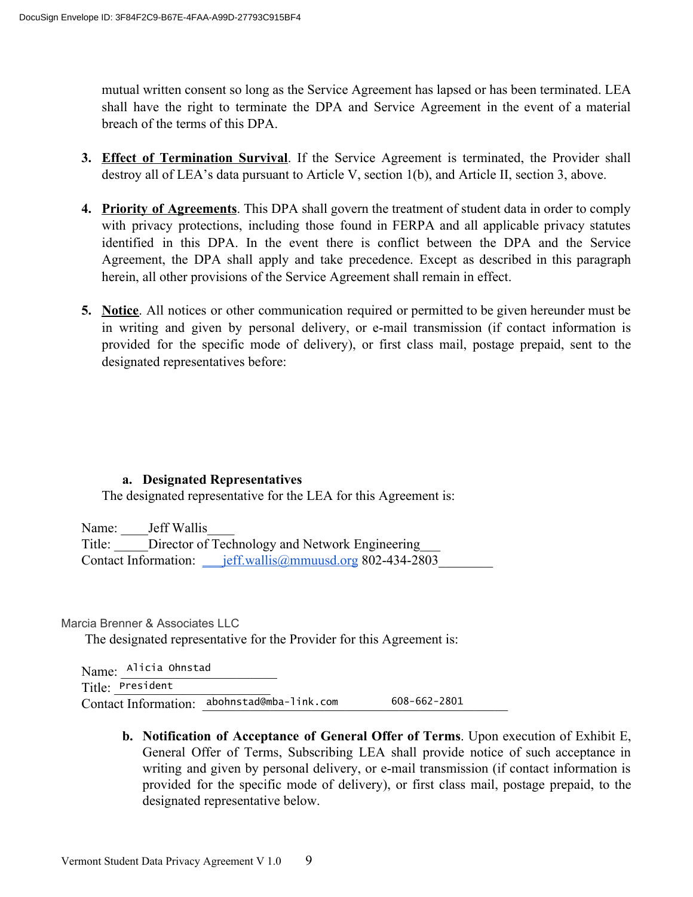mutual written consent so long as the Service Agreement has lapsed or has been terminated. LEA shall have the right to terminate the DPA and Service Agreement in the event of a material breach of the terms of this DPA.

3. **Effect of Termination Survival**. If the Service Agreement is terminated, the Provider shall destroy all of LEA's data pursuant to Article V, section 1(b), and Article II, section 3, above.

4. **Priority of Agreements**. This DPA shall govern the treatment of student data in order to comply with privacy protections, including those found in FERPA and all applicable privacy statutes identified in this DPA. In the event there is conflict between the DPA and the Service Agreement, the DPA shall apply and take precedence. Except as described in this paragraph herein, all other provisions of the Service Agreement shall remain in effect.

5. **Notice**. All notices or other communication required or permitted to be given hereunder must be in writing and given by personal delivery, or e-mail transmission (if contact information is provided for the specific mode of delivery), or first class mail, postage prepaid, sent to the designated representatives before:

   a. **Designated Representatives**

   The designated representative for the LEA for this Agreement is:

Name: ____Jeff Wallis____
Title: _____Director of Technology and Network Engineering___
Contact Information: ___jeff.wallis@mmuusd.org 802-434-2803________

Marcia Brenner & Associates LLC

The designated representative for the Provider for this Agreement is:

Name: Alicia Ohnstad
Title: President
Contact Information: abohnstad@mba-link.com 608-662-2801

   b. **Notification of Acceptance of General Offer of Terms**. Upon execution of Exhibit E, General Offer of Terms, Subscribing LEA shall provide notice of such acceptance in writing and given by personal delivery, or e-mail transmission (if contact information is provided for the specific mode of delivery), or first class mail, postage prepaid, to the designated representative below.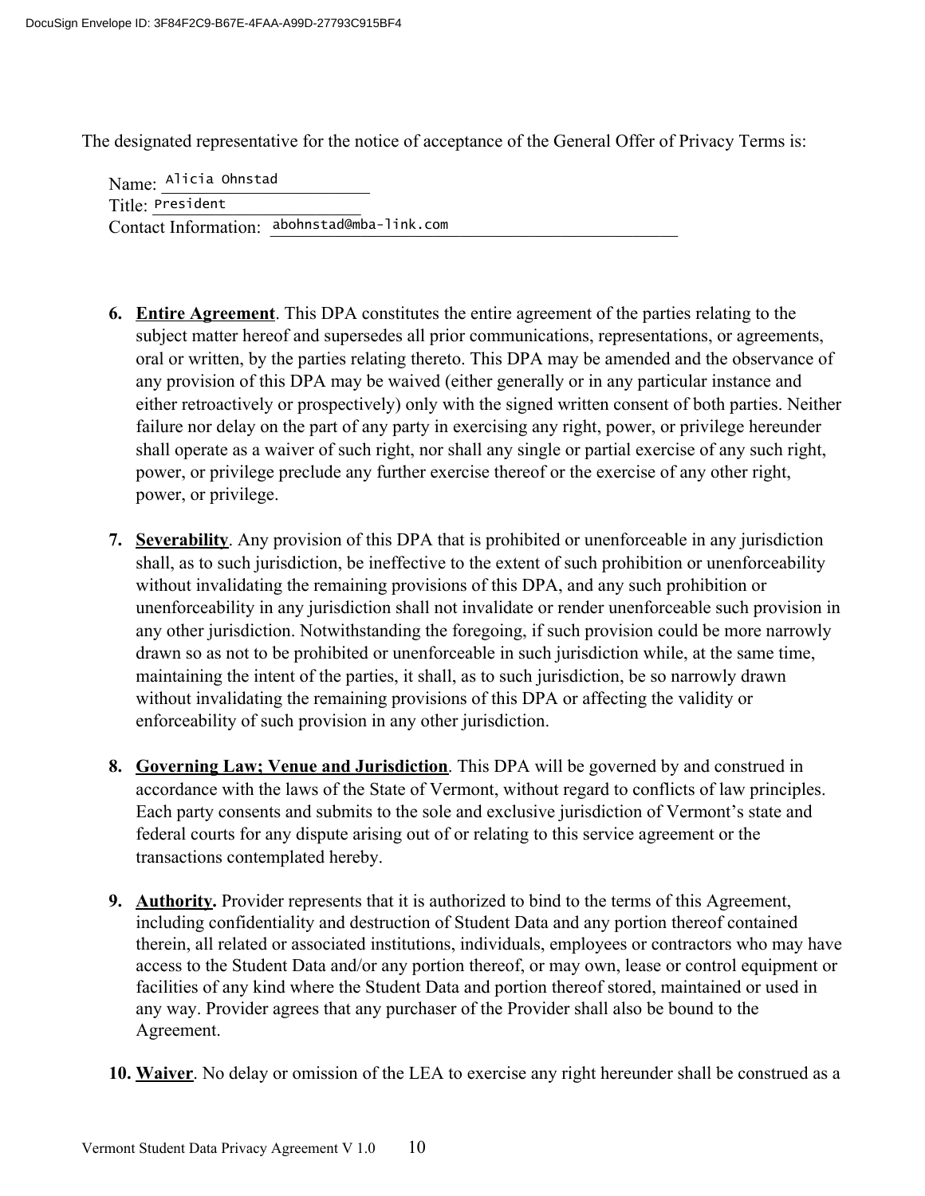The designated representative for the notice of acceptance of the General Offer of Privacy Terms is:

Name: Alicia Ohnstad
Title: President
Contact Information: abohnstad@mba-link.com

6. **Entire Agreement**. This DPA constitutes the entire agreement of the parties relating to the subject matter hereof and supersedes all prior communications, representations, or agreements, oral or written, by the parties relating thereto. This DPA may be amended and the observance of any provision of this DPA may be waived (either generally or in any particular instance and either retroactively or prospectively) only with the signed written consent of both parties. Neither failure nor delay on the part of any party in exercising any right, power, or privilege hereunder shall operate as a waiver of such right, nor shall any single or partial exercise of any such right, power, or privilege preclude any further exercise thereof or the exercise of any other right, power, or privilege.

7. **Severability**. Any provision of this DPA that is prohibited or unenforceable in any jurisdiction shall, as to such jurisdiction, be ineffective to the extent of such prohibition or unenforceability without invalidating the remaining provisions of this DPA, and any such prohibition or unenforceability in any jurisdiction shall not invalidate or render unenforceable such provision in any other jurisdiction. Notwithstanding the foregoing, if such provision could be more narrowly drawn so as not to be prohibited or unenforceable in such jurisdiction while, at the same time, maintaining the intent of the parties, it shall, as to such jurisdiction, be so narrowly drawn without invalidating the remaining provisions of this DPA or affecting the validity or enforceability of such provision in any other jurisdiction.

8. **Governing Law; Venue and Jurisdiction**. This DPA will be governed by and construed in accordance with the laws of the State of Vermont, without regard to conflicts of law principles. Each party consents and submits to the sole and exclusive jurisdiction of Vermont's state and federal courts for any dispute arising out of or relating to this service agreement or the transactions contemplated hereby.

9. **Authority.** Provider represents that it is authorized to bind to the terms of this Agreement, including confidentiality and destruction of Student Data and any portion thereof contained therein, all related or associated institutions, individuals, employees or contractors who may have access to the Student Data and/or any portion thereof, or may own, lease or control equipment or facilities of any kind where the Student Data and portion thereof stored, maintained or used in any way. Provider agrees that any purchaser of the Provider shall also be bound to the Agreement.

10. **Waiver**. No delay or omission of the LEA to exercise any right hereunder shall be construed as a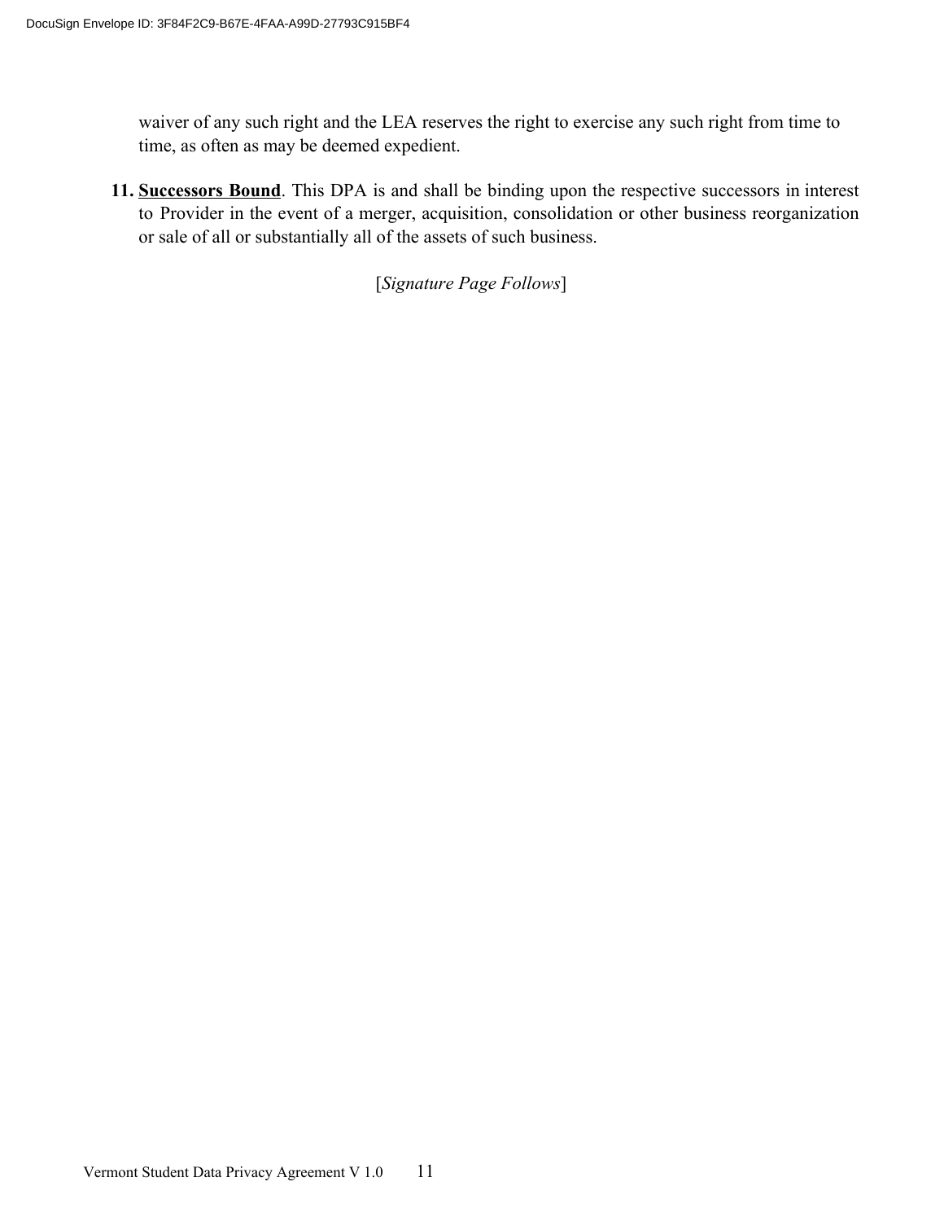waiver of any such right and the LEA reserves the right to exercise any such right from time to time, as often as may be deemed expedient.

11. **Successors Bound**. This DPA is and shall be binding upon the respective successors in interest to Provider in the event of a merger, acquisition, consolidation or other business reorganization or sale of all or substantially all of the assets of such business.

[*Signature Page Follows*]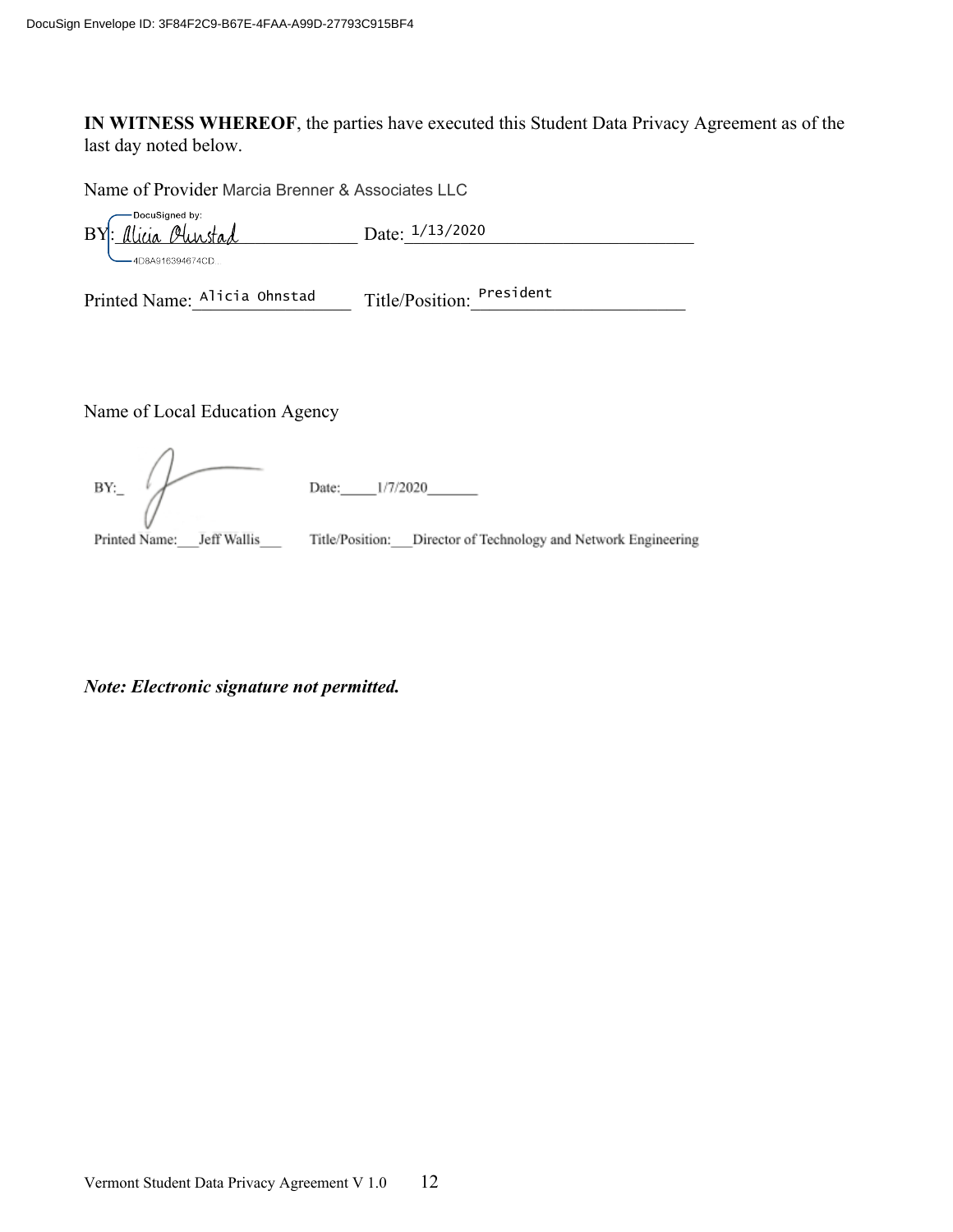**IN WITNESS WHEREOF**, the parties have executed this Student Data Privacy Agreement as of the last day noted below.

Name of Provider Marcia Brenner & Associates LLC

BY: DocuSigned by: Alicia Ohnstad 4D8A916394674CD... Date: 1/13/2020

Printed Name: Alicia Ohnstad Title/Position: President

Name of Local Education Agency

BY: Date: 1/7/2020

Printed Name: Jeff Wallis Title/Position: Director of Technology and Network Engineering

***Note: Electronic signature not permitted.***

Vermont Student Data Privacy Agreement V 1.0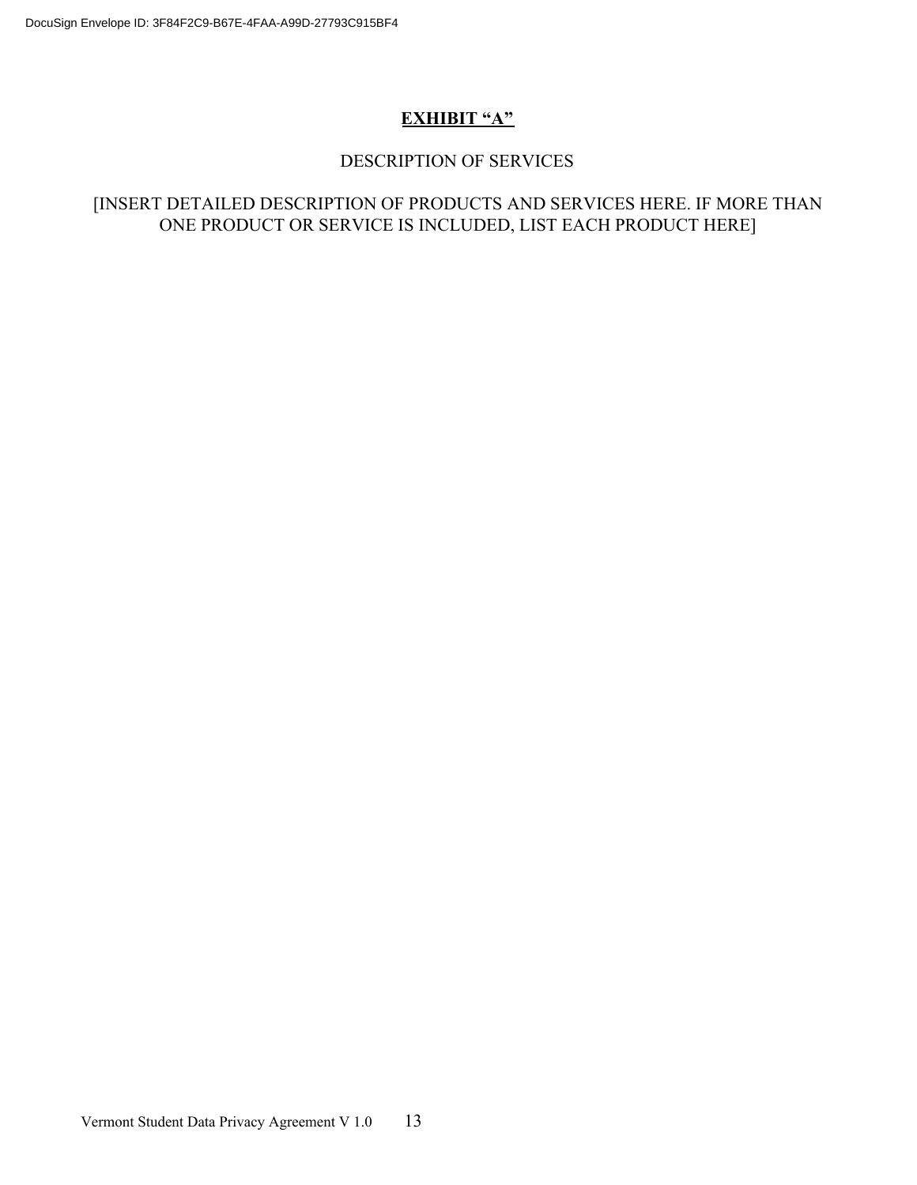# **EXHIBIT "A"**

DESCRIPTION OF SERVICES

[INSERT DETAILED DESCRIPTION OF PRODUCTS AND SERVICES HERE. IF MORE THAN ONE PRODUCT OR SERVICE IS INCLUDED, LIST EACH PRODUCT HERE]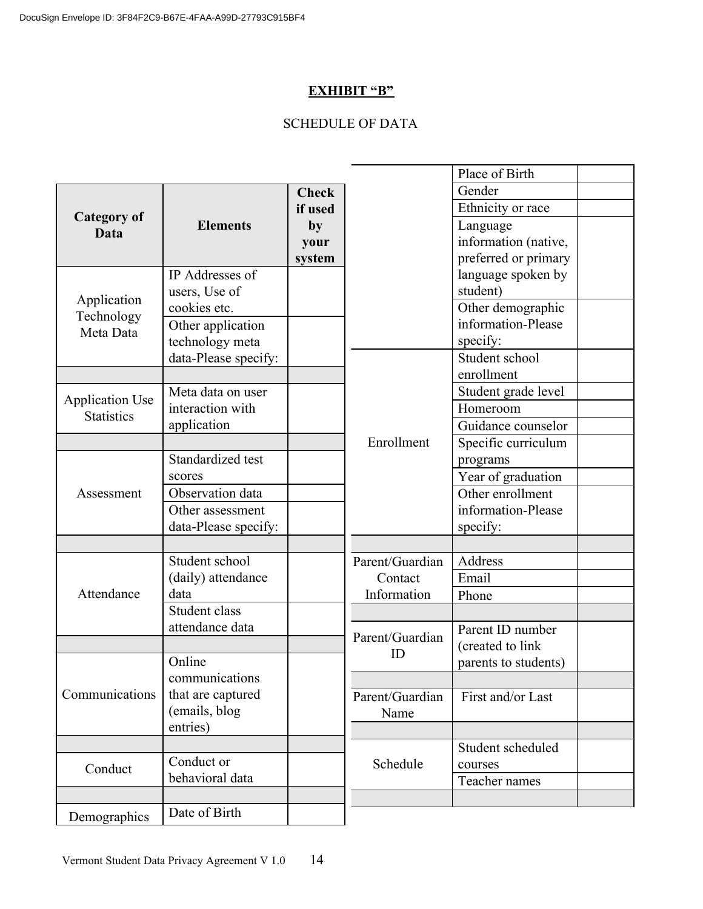**EXHIBIT "B"**

SCHEDULE OF DATA

| Category of Data | Elements | Check if used by your system |
|---|---|---|
| Application Technology Meta Data | IP Addresses of users, Use of cookies etc. | |
| | Other application technology meta data-Please specify: | |
| | | |
| Application Use Statistics | Meta data on user interaction with application | |
| | | |
| Assessment | Standardized test scores | |
| | Observation data | |
| | Other assessment data-Please specify: | |
| | | |
| Attendance | Student school (daily) attendance data | |
| | Student class attendance data | |
| | | |
| Communications | Online communications that are captured (emails, blog entries) | |
| | | |
| Conduct | Conduct or behavioral data | |
| | | |
| Demographics | Date of Birth | |
| | Place of Birth | |
| | Gender | |
| | Ethnicity or race | |
| | Language information (native, preferred or primary language spoken by student) | |
| | Other demographic information-Please specify: | |
| Enrollment | Student school enrollment | |
| | Student grade level | |
| | Homeroom | |
| | Guidance counselor | |
| | Specific curriculum programs | |
| | Year of graduation | |
| | Other enrollment information-Please specify: | |
| | | |
| Parent/Guardian Contact Information | Address | |
| | Email | |
| | Phone | |
| | | |
| Parent/Guardian ID | Parent ID number (created to link parents to students) | |
| | | |
| Parent/Guardian Name | First and/or Last | |
| | | |
| Schedule | Student scheduled courses | |
| | Teacher names | |
| | | |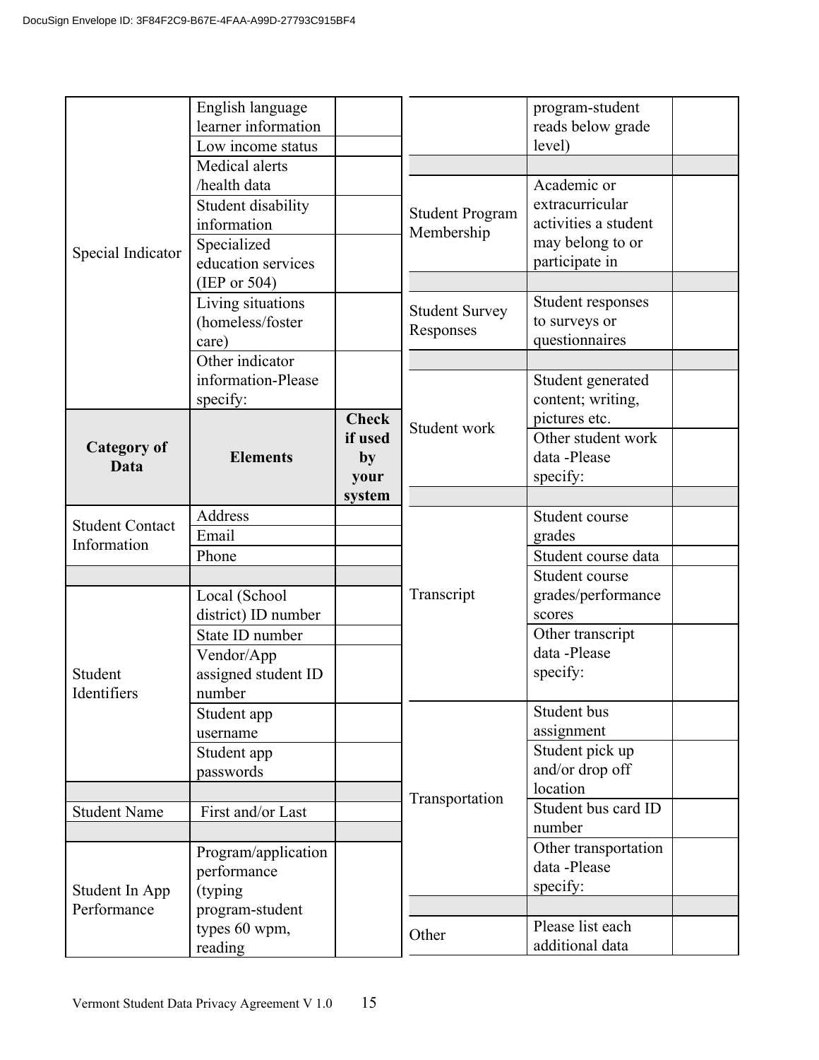| Category of Data | Elements | Check if used by your system |
|---|---|---|
| Special Indicator | English language learner information | |
| | Low income status | |
| | Medical alerts /health data | |
| | Student disability information | |
| | Specialized education services (IEP or 504) | |
| | Living situations (homeless/foster care) | |
| | Other indicator information-Please specify: | |

| Category of Data | Elements | Check if used by your system |
|---|---|---|
| Student Contact Information | Address | |
| | Email | |
| | Phone | |
| | | |
| Student Identifiers | Local (School district) ID number | |
| | State ID number | |
| | Vendor/App assigned student ID number | |
| | Student app username | |
| | Student app passwords | |
| | | |
| Student Name | First and/or Last | |
| | | |
| Student In App Performance | Program/application performance (typing program-student types 60 wpm, reading program-student reads below grade level) | |
| | | |
| Student Program Membership | Academic or extracurricular activities a student may belong to or participate in | |
| | | |
| Student Survey Responses | Student responses to surveys or questionnaires | |
| | | |
| Student work | Student generated content; writing, pictures etc. | |
| | Other student work data -Please specify: | |
| | | |
| Transcript | Student course grades | |
| | Student course data | |
| | Student course grades/performance scores | |
| | Other transcript data -Please specify: | |
| Transportation | Student bus assignment | |
| | Student pick up and/or drop off location | |
| | Student bus card ID number | |
| | Other transportation data -Please specify: | |
| | | |
| Other | Please list each additional data | |

Vermont Student Data Privacy Agreement V 1.0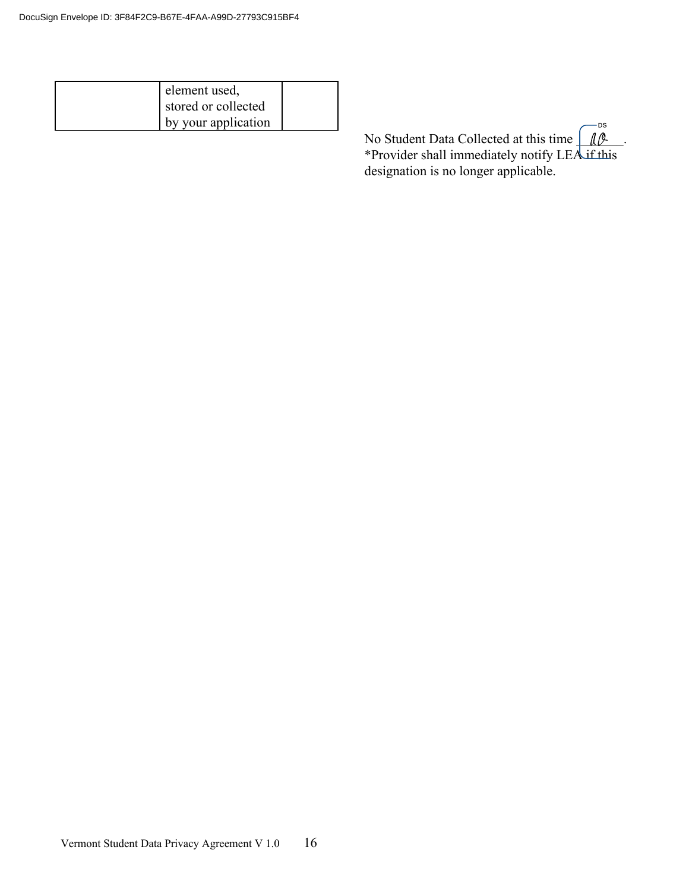|  | element used, stored or collected by your application |  |
|---|---|---|

No Student Data Collected at this time ____.
*Provider shall immediately notify LEA if this designation is no longer applicable.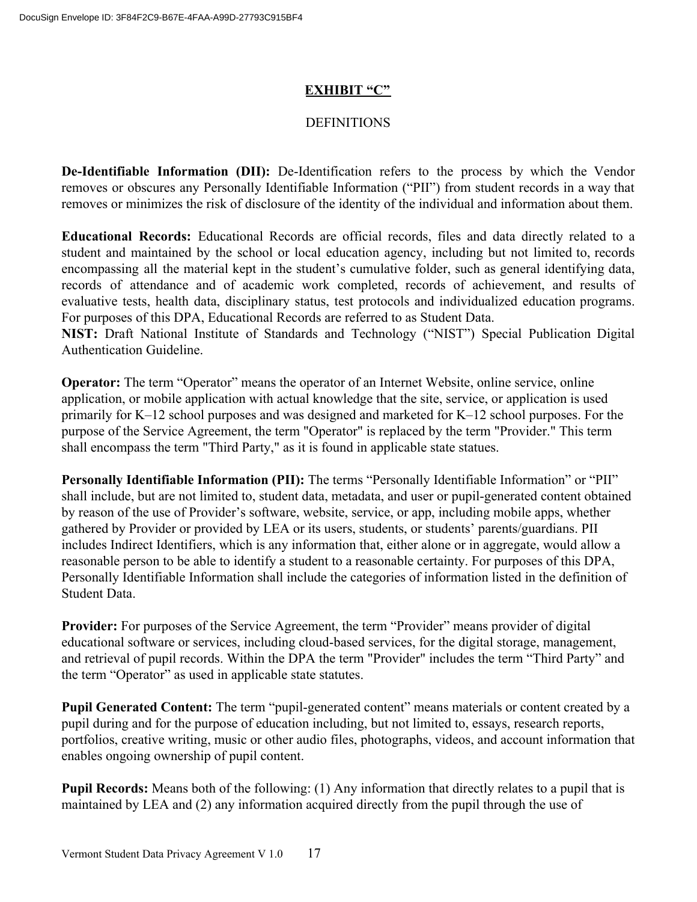**EXHIBIT "C"**

DEFINITIONS

**De-Identifiable Information (DII):** De-Identification refers to the process by which the Vendor removes or obscures any Personally Identifiable Information ("PII") from student records in a way that removes or minimizes the risk of disclosure of the identity of the individual and information about them.

**Educational Records:** Educational Records are official records, files and data directly related to a student and maintained by the school or local education agency, including but not limited to, records encompassing all the material kept in the student's cumulative folder, such as general identifying data, records of attendance and of academic work completed, records of achievement, and results of evaluative tests, health data, disciplinary status, test protocols and individualized education programs. For purposes of this DPA, Educational Records are referred to as Student Data.

**NIST:** Draft National Institute of Standards and Technology ("NIST") Special Publication Digital Authentication Guideline.

**Operator:** The term "Operator" means the operator of an Internet Website, online service, online application, or mobile application with actual knowledge that the site, service, or application is used primarily for K–12 school purposes and was designed and marketed for K–12 school purposes. For the purpose of the Service Agreement, the term "Operator" is replaced by the term "Provider." This term shall encompass the term "Third Party," as it is found in applicable state statues.

**Personally Identifiable Information (PII):** The terms "Personally Identifiable Information" or "PII" shall include, but are not limited to, student data, metadata, and user or pupil-generated content obtained by reason of the use of Provider's software, website, service, or app, including mobile apps, whether gathered by Provider or provided by LEA or its users, students, or students' parents/guardians. PII includes Indirect Identifiers, which is any information that, either alone or in aggregate, would allow a reasonable person to be able to identify a student to a reasonable certainty. For purposes of this DPA, Personally Identifiable Information shall include the categories of information listed in the definition of Student Data.

**Provider:** For purposes of the Service Agreement, the term "Provider" means provider of digital educational software or services, including cloud-based services, for the digital storage, management, and retrieval of pupil records. Within the DPA the term "Provider" includes the term "Third Party" and the term "Operator" as used in applicable state statutes.

**Pupil Generated Content:** The term "pupil-generated content" means materials or content created by a pupil during and for the purpose of education including, but not limited to, essays, research reports, portfolios, creative writing, music or other audio files, photographs, videos, and account information that enables ongoing ownership of pupil content.

**Pupil Records:** Means both of the following: (1) Any information that directly relates to a pupil that is maintained by LEA and (2) any information acquired directly from the pupil through the use of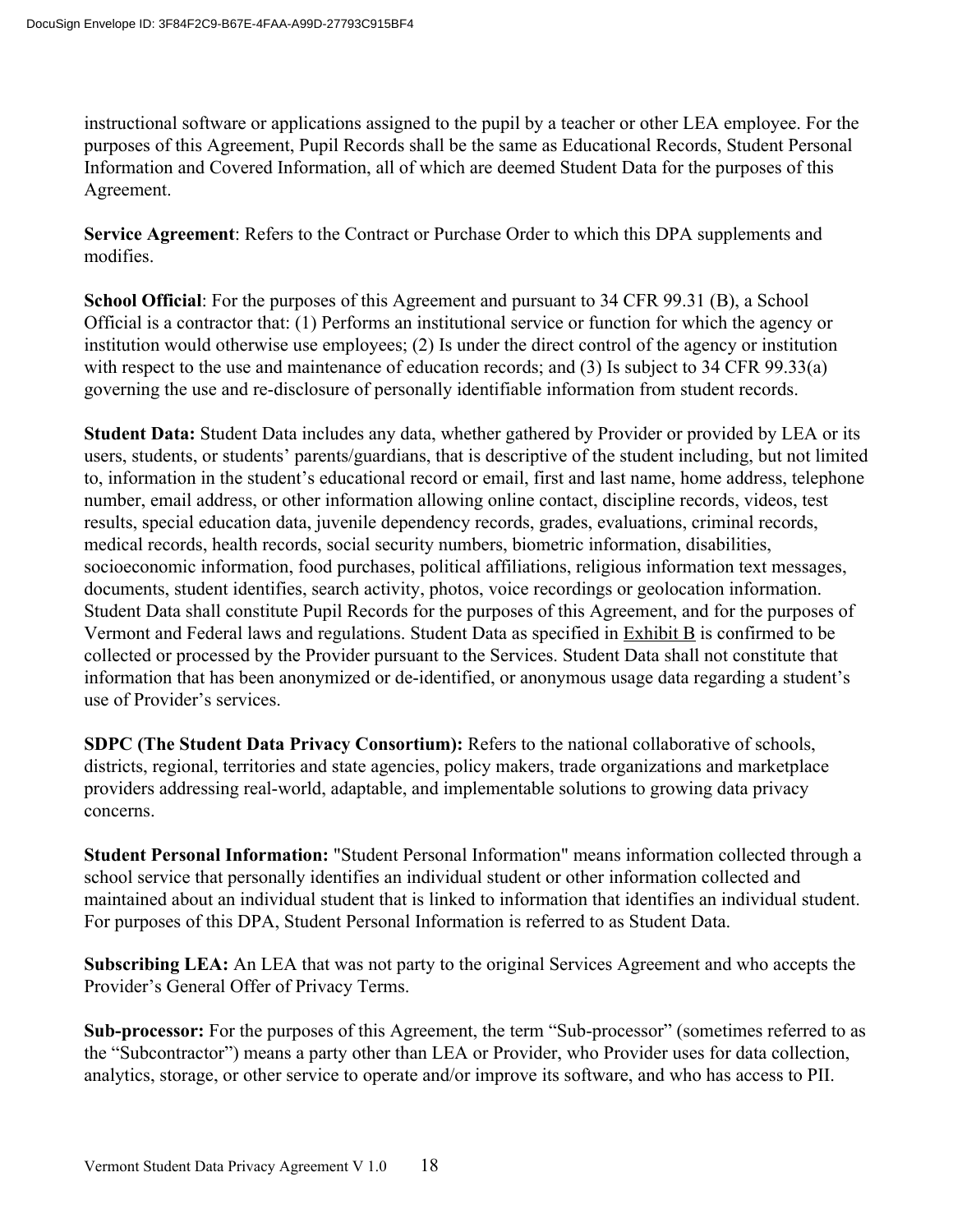instructional software or applications assigned to the pupil by a teacher or other LEA employee. For the purposes of this Agreement, Pupil Records shall be the same as Educational Records, Student Personal Information and Covered Information, all of which are deemed Student Data for the purposes of this Agreement.

**Service Agreement**: Refers to the Contract or Purchase Order to which this DPA supplements and modifies.

**School Official**: For the purposes of this Agreement and pursuant to 34 CFR 99.31 (B), a School Official is a contractor that: (1) Performs an institutional service or function for which the agency or institution would otherwise use employees; (2) Is under the direct control of the agency or institution with respect to the use and maintenance of education records; and (3) Is subject to 34 CFR 99.33(a) governing the use and re-disclosure of personally identifiable information from student records.

**Student Data:** Student Data includes any data, whether gathered by Provider or provided by LEA or its users, students, or students' parents/guardians, that is descriptive of the student including, but not limited to, information in the student's educational record or email, first and last name, home address, telephone number, email address, or other information allowing online contact, discipline records, videos, test results, special education data, juvenile dependency records, grades, evaluations, criminal records, medical records, health records, social security numbers, biometric information, disabilities, socioeconomic information, food purchases, political affiliations, religious information text messages, documents, student identifies, search activity, photos, voice recordings or geolocation information. Student Data shall constitute Pupil Records for the purposes of this Agreement, and for the purposes of Vermont and Federal laws and regulations. Student Data as specified in Exhibit B is confirmed to be collected or processed by the Provider pursuant to the Services. Student Data shall not constitute that information that has been anonymized or de-identified, or anonymous usage data regarding a student's use of Provider's services.

**SDPC (The Student Data Privacy Consortium):** Refers to the national collaborative of schools, districts, regional, territories and state agencies, policy makers, trade organizations and marketplace providers addressing real-world, adaptable, and implementable solutions to growing data privacy concerns.

**Student Personal Information:** "Student Personal Information" means information collected through a school service that personally identifies an individual student or other information collected and maintained about an individual student that is linked to information that identifies an individual student. For purposes of this DPA, Student Personal Information is referred to as Student Data.

**Subscribing LEA:** An LEA that was not party to the original Services Agreement and who accepts the Provider's General Offer of Privacy Terms.

**Sub-processor:** For the purposes of this Agreement, the term "Sub-processor" (sometimes referred to as the "Subcontractor") means a party other than LEA or Provider, who Provider uses for data collection, analytics, storage, or other service to operate and/or improve its software, and who has access to PII.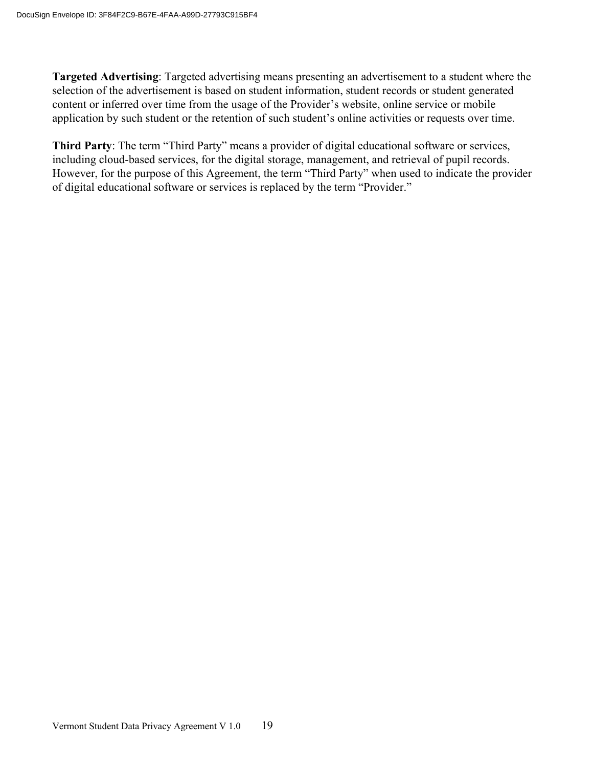**Targeted Advertising**: Targeted advertising means presenting an advertisement to a student where the selection of the advertisement is based on student information, student records or student generated content or inferred over time from the usage of the Provider's website, online service or mobile application by such student or the retention of such student's online activities or requests over time.

**Third Party**: The term "Third Party" means a provider of digital educational software or services, including cloud-based services, for the digital storage, management, and retrieval of pupil records. However, for the purpose of this Agreement, the term "Third Party" when used to indicate the provider of digital educational software or services is replaced by the term "Provider."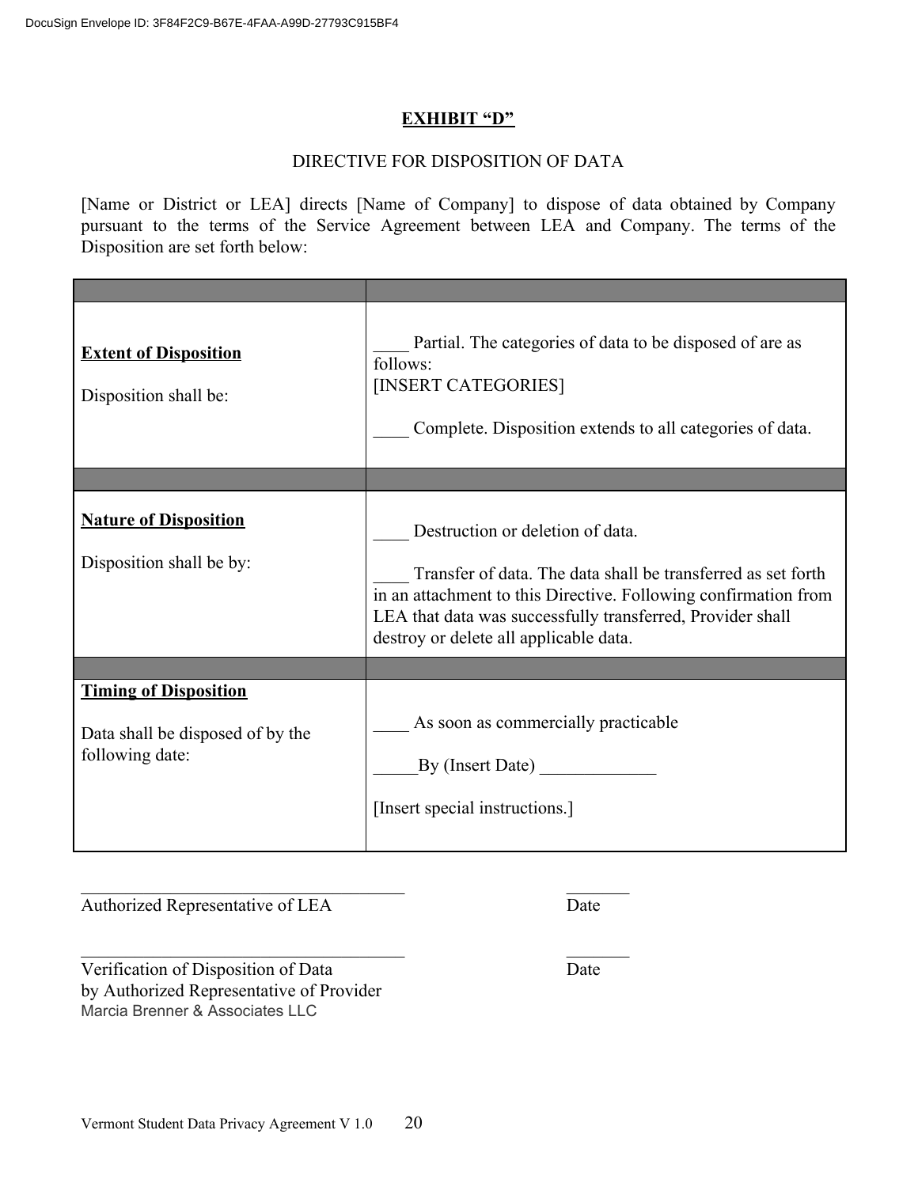# EXHIBIT "D"

DIRECTIVE FOR DISPOSITION OF DATA

[Name or District or LEA] directs [Name of Company] to dispose of data obtained by Company pursuant to the terms of the Service Agreement between LEA and Company. The terms of the Disposition are set forth below:

| | |
|---|---|
| **Extent of Disposition**<br><br>Disposition shall be: | ____ Partial. The categories of data to be disposed of are as follows:<br>[INSERT CATEGORIES]<br><br>____ Complete. Disposition extends to all categories of data. |
| | |
| **Nature of Disposition**<br><br>Disposition shall be by: | ____ Destruction or deletion of data.<br><br>____ Transfer of data. The data shall be transferred as set forth in an attachment to this Directive. Following confirmation from LEA that data was successfully transferred, Provider shall destroy or delete all applicable data. |
| | |
| **Timing of Disposition**<br><br>Data shall be disposed of by the following date: | ____ As soon as commercially practicable<br><br>_____By (Insert Date) _____________<br><br>[Insert special instructions.] |

_______________________________________ ________
Authorized Representative of LEA Date

_______________________________________ ________
Verification of Disposition of Data Date
by Authorized Representative of Provider
Marcia Brenner & Associates LLC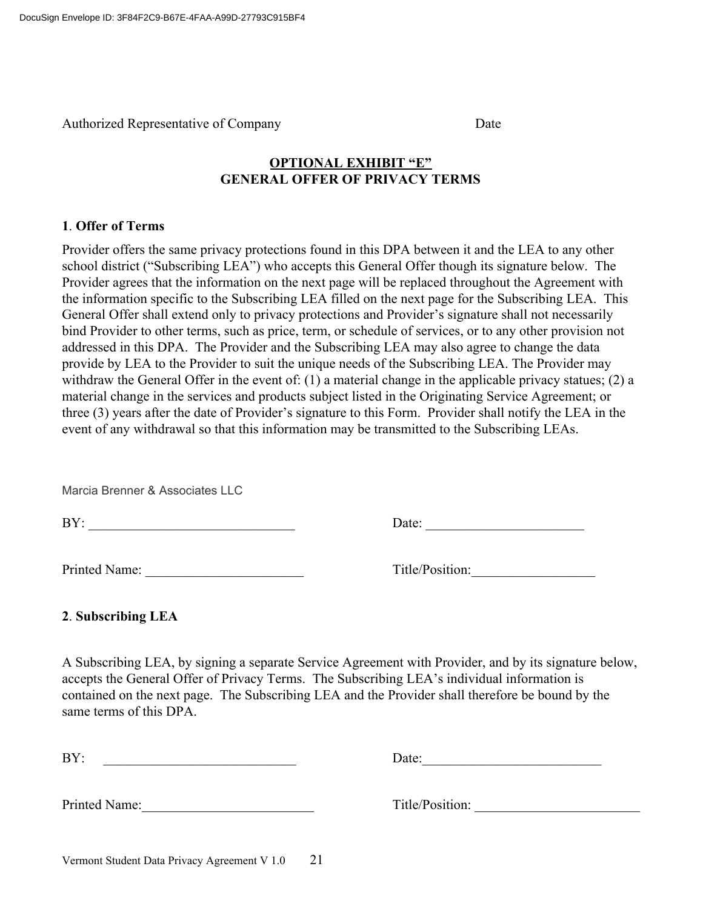Authorized Representative of Company Date

## OPTIONAL EXHIBIT "E"
## GENERAL OFFER OF PRIVACY TERMS

**1**. **Offer of Terms**

Provider offers the same privacy protections found in this DPA between it and the LEA to any other school district ("Subscribing LEA") who accepts this General Offer though its signature below. The Provider agrees that the information on the next page will be replaced throughout the Agreement with the information specific to the Subscribing LEA filled on the next page for the Subscribing LEA. This General Offer shall extend only to privacy protections and Provider's signature shall not necessarily bind Provider to other terms, such as price, term, or schedule of services, or to any other provision not addressed in this DPA. The Provider and the Subscribing LEA may also agree to change the data provide by LEA to the Provider to suit the unique needs of the Subscribing LEA. The Provider may withdraw the General Offer in the event of: (1) a material change in the applicable privacy statues; (2) a material change in the services and products subject listed in the Originating Service Agreement; or three (3) years after the date of Provider's signature to this Form. Provider shall notify the LEA in the event of any withdrawal so that this information may be transmitted to the Subscribing LEAs.

Marcia Brenner & Associates LLC

BY: ______________________________ Date: _______________________

Printed Name: _______________________ Title/Position:_________________

**2**. **Subscribing LEA**

A Subscribing LEA, by signing a separate Service Agreement with Provider, and by its signature below, accepts the General Offer of Privacy Terms. The Subscribing LEA's individual information is contained on the next page. The Subscribing LEA and the Provider shall therefore be bound by the same terms of this DPA.

BY: ___________________________ Date:_________________________

Printed Name:________________________ Title/Position: ________________________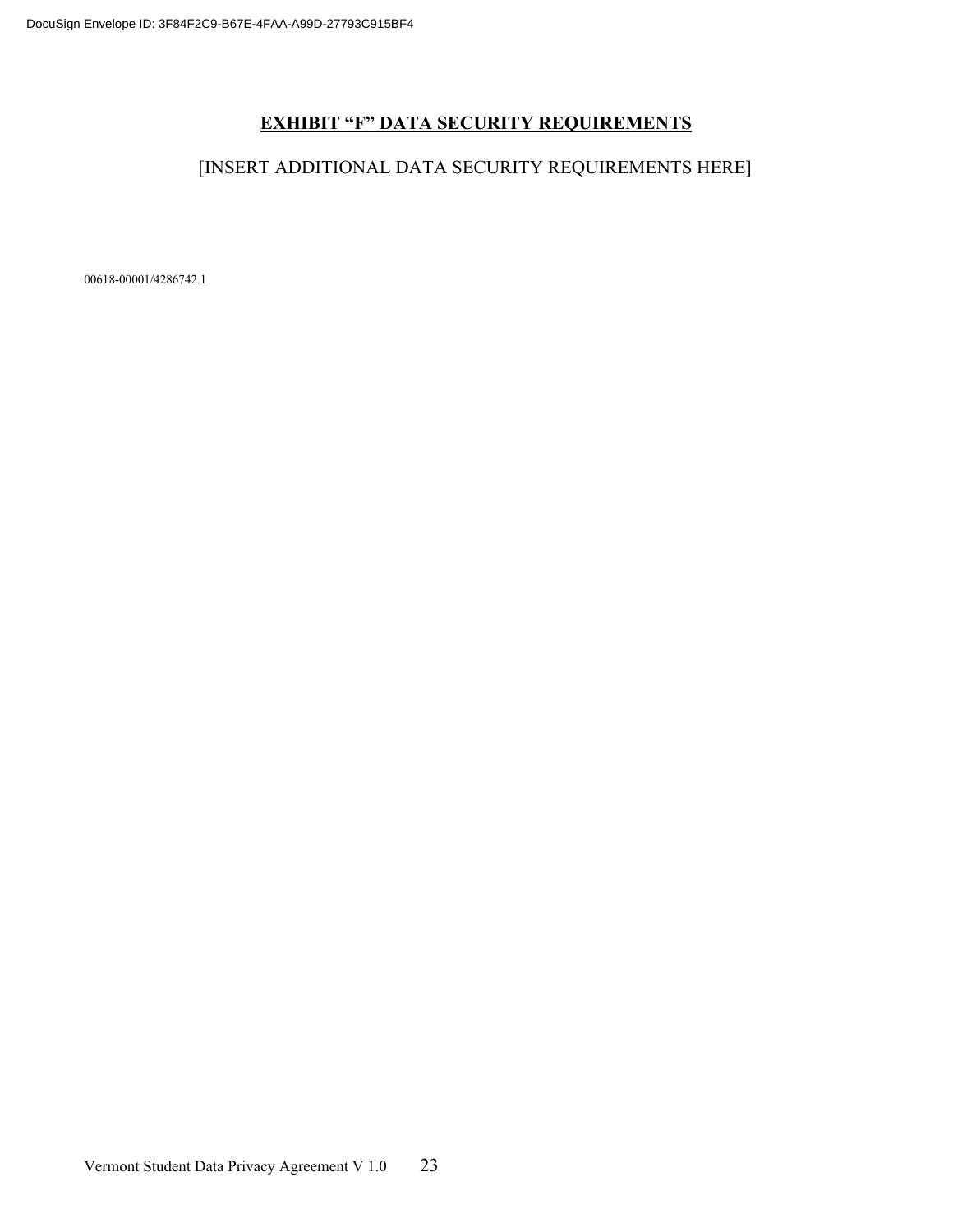## EXHIBIT "F" DATA SECURITY REQUIREMENTS

[INSERT ADDITIONAL DATA SECURITY REQUIREMENTS HERE]

00618-00001/4286742.1